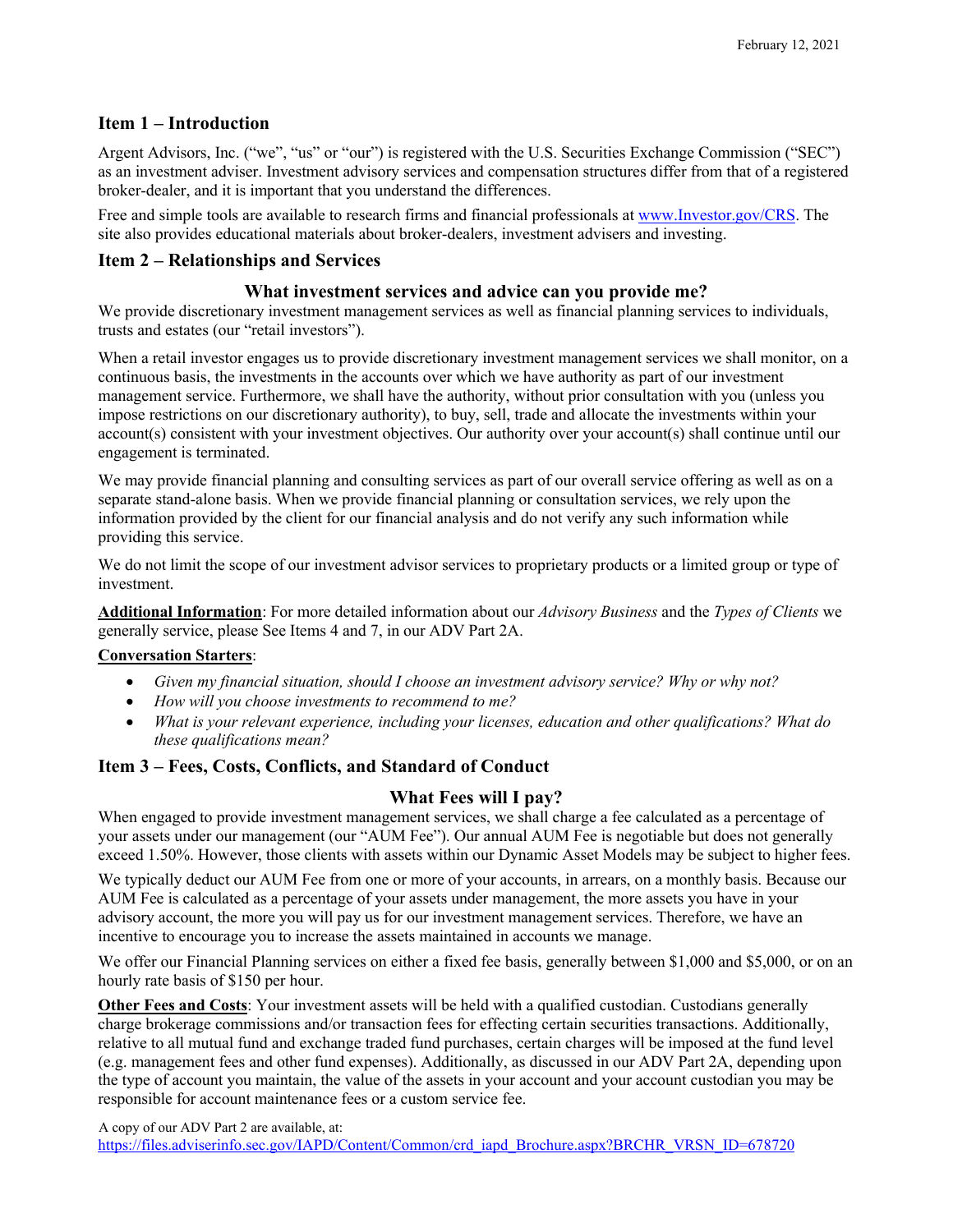February 12, 2021

## Item 1 – Introduction

Argent Advisors, Inc. ("we", "us" or "our") is registered with the U.S. Securities Exchange Commission ("SEC") as an investment adviser. Investment advisory services and compensation structures differ from that of a registered broker-dealer, and it is important that you understand the differences.

Free and simple tools are available to research firms and financial professionals at [www.Investor.gov/CRS](www.Investor.gov/CRS). The site also provides educational materials about broker-dealers, investment advisers and investing.

## Item 2 – Relationships and Services

### What investment services and advice can you provide me?

We provide discretionary investment management services as well as financial planning services to individuals, trusts and estates (our "retail investors").

When a retail investor engages us to provide discretionary investment management services we shall monitor, on a continuous basis, the investments in the accounts over which we have authority as part of our investment management service. Furthermore, we shall have the authority, without prior consultation with you (unless you impose restrictions on our discretionary authority), to buy, sell, trade and allocate the investments within your account(s) consistent with your investment objectives. Our authority over your account(s) shall continue until our engagement is terminated.

We may provide financial planning and consulting services as part of our overall service offering as well as on a separate stand-alone basis. When we provide financial planning or consultation services, we rely upon the information provided by the client for our financial analysis and do not verify any such information while providing this service.

We do not limit the scope of our investment advisor services to proprietary products or a limited group or type of investment.

**Additional Information**: For more detailed information about our *Advisory Business* and the *Types of Clients* we generally service, please See Items 4 and 7, in our ADV Part 2A.

**Conversation Starters**:

- *Given my financial situation, should I choose an investment advisory service? Why or why not?*
- *How will you choose investments to recommend to me?*
- *What is your relevant experience, including your licenses, education and other qualifications? What do these qualifications mean?*

## Item 3 – Fees, Costs, Conflicts, and Standard of Conduct

### What Fees will I pay?

When engaged to provide investment management services, we shall charge a fee calculated as a percentage of your assets under our management (our "AUM Fee"). Our annual AUM Fee is negotiable but does not generally exceed 1.50%. However, those clients with assets within our Dynamic Asset Models may be subject to higher fees.

We typically deduct our AUM Fee from one or more of your accounts, in arrears, on a monthly basis. Because our AUM Fee is calculated as a percentage of your assets under management, the more assets you have in your advisory account, the more you will pay us for our investment management services. Therefore, we have an incentive to encourage you to increase the assets maintained in accounts we manage.

We offer our Financial Planning services on either a fixed fee basis, generally between $1,000 and $5,000, or on an hourly rate basis of $150 per hour.

**Other Fees and Costs**: Your investment assets will be held with a qualified custodian. Custodians generally charge brokerage commissions and/or transaction fees for effecting certain securities transactions. Additionally, relative to all mutual fund and exchange traded fund purchases, certain charges will be imposed at the fund level (e.g. management fees and other fund expenses). Additionally, as discussed in our ADV Part 2A, depending upon the type of account you maintain, the value of the assets in your account and your account custodian you may be responsible for account maintenance fees or a custom service fee.

A copy of our ADV Part 2 are available, at:
[https://files.adviserinfo.sec.gov/IAPD/Content/Common/crd_iapd_Brochure.aspx?BRCHR_VRSN_ID=678720](https://files.adviserinfo.sec.gov/IAPD/Content/Common/crd_iapd_Brochure.aspx?BRCHR_VRSN_ID=678720)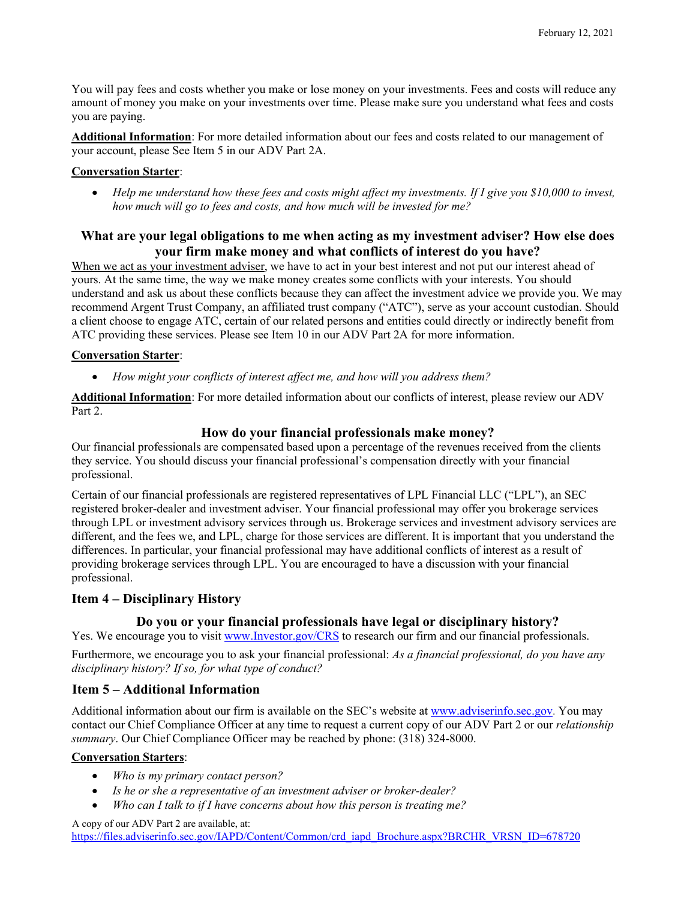You will pay fees and costs whether you make or lose money on your investments. Fees and costs will reduce any amount of money you make on your investments over time. Please make sure you understand what fees and costs you are paying.

**Additional Information**: For more detailed information about our fees and costs related to our management of your account, please See Item 5 in our ADV Part 2A.

**Conversation Starter**:

- *Help me understand how these fees and costs might affect my investments. If I give you $10,000 to invest, how much will go to fees and costs, and how much will be invested for me?*

### What are your legal obligations to me when acting as my investment adviser? How else does your firm make money and what conflicts of interest do you have?

When we act as your investment adviser, we have to act in your best interest and not put our interest ahead of yours. At the same time, the way we make money creates some conflicts with your interests. You should understand and ask us about these conflicts because they can affect the investment advice we provide you. We may recommend Argent Trust Company, an affiliated trust company ("ATC"), serve as your account custodian. Should a client choose to engage ATC, certain of our related persons and entities could directly or indirectly benefit from ATC providing these services. Please see Item 10 in our ADV Part 2A for more information.

**Conversation Starter**:

- *How might your conflicts of interest affect me, and how will you address them?*

**Additional Information**: For more detailed information about our conflicts of interest, please review our ADV Part 2.

### How do your financial professionals make money?

Our financial professionals are compensated based upon a percentage of the revenues received from the clients they service. You should discuss your financial professional's compensation directly with your financial professional.

Certain of our financial professionals are registered representatives of LPL Financial LLC ("LPL"), an SEC registered broker-dealer and investment adviser. Your financial professional may offer you brokerage services through LPL or investment advisory services through us. Brokerage services and investment advisory services are different, and the fees we, and LPL, charge for those services are different. It is important that you understand the differences. In particular, your financial professional may have additional conflicts of interest as a result of providing brokerage services through LPL. You are encouraged to have a discussion with your financial professional.

## Item 4 – Disciplinary History

### Do you or your financial professionals have legal or disciplinary history?

Yes. We encourage you to visit www.Investor.gov/CRS to research our firm and our financial professionals.

Furthermore, we encourage you to ask your financial professional: *As a financial professional, do you have any disciplinary history? If so, for what type of conduct?*

## Item 5 – Additional Information

Additional information about our firm is available on the SEC's website at www.adviserinfo.sec.gov. You may contact our Chief Compliance Officer at any time to request a current copy of our ADV Part 2 or our *relationship summary*. Our Chief Compliance Officer may be reached by phone: (318) 324-8000.

**Conversation Starters**:

- *Who is my primary contact person?*
- *Is he or she a representative of an investment adviser or broker-dealer?*
- *Who can I talk to if I have concerns about how this person is treating me?*

A copy of our ADV Part 2 are available, at:
https://files.adviserinfo.sec.gov/IAPD/Content/Common/crd_iapd_Brochure.aspx?BRCHR_VRSN_ID=678720